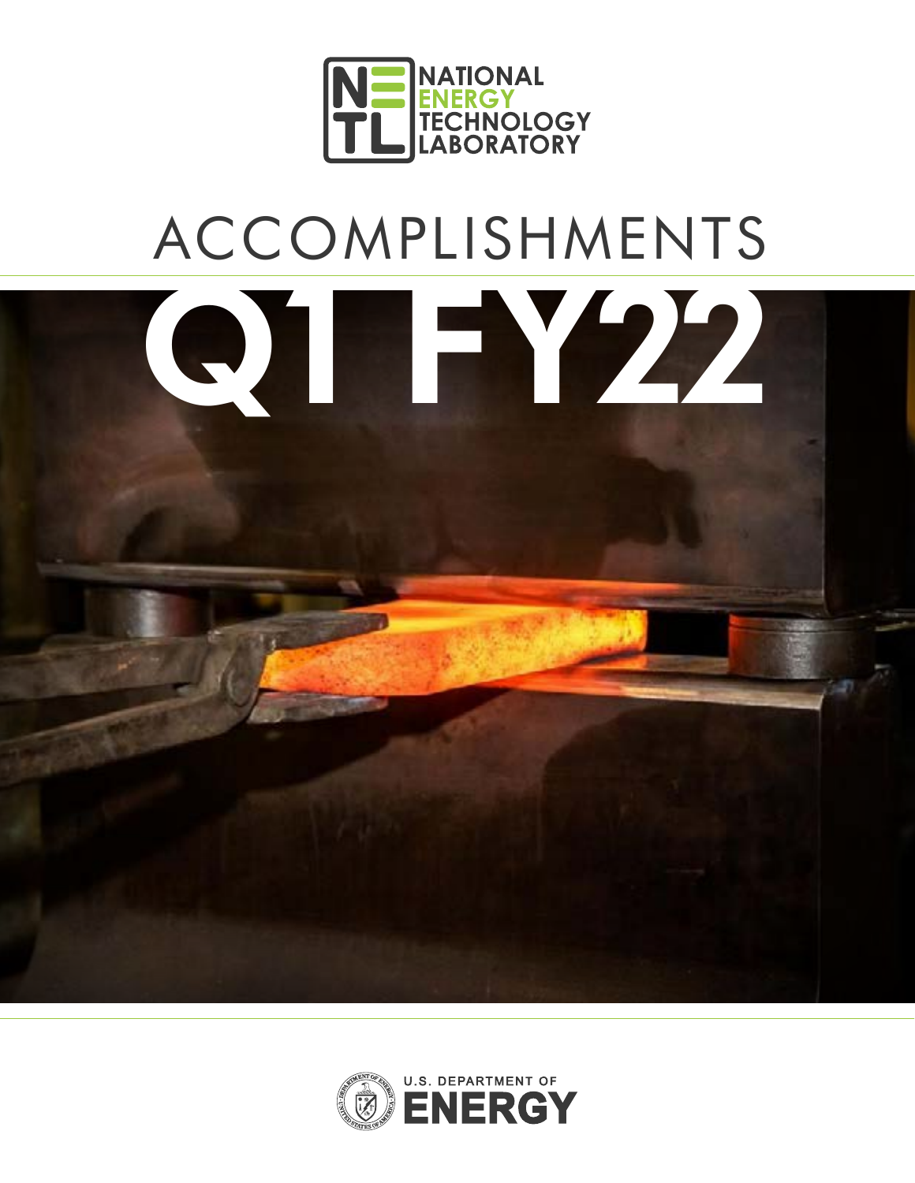NATIONAL ENERGY TECHNOLOGY LABORATORY

# ACCOMPLISHMENTS

# Q1 FY22

U.S. DEPARTMENT OF ENERGY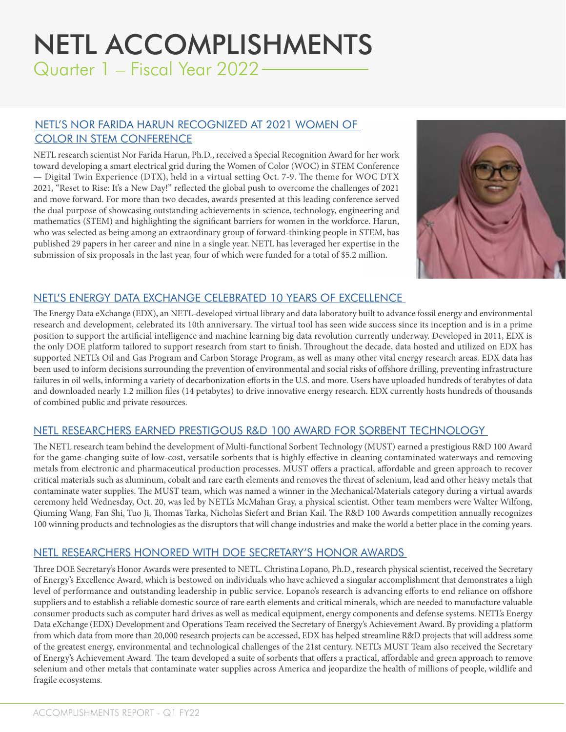# NETL ACCOMPLISHMENTS

## Quarter 1 – Fiscal Year 2022

### NETL'S NOR FARIDA HARUN RECOGNIZED AT 2021 WOMEN OF COLOR IN STEM CONFERENCE

NETL research scientist Nor Farida Harun, Ph.D., received a Special Recognition Award for her work toward developing a smart electrical grid during the Women of Color (WOC) in STEM Conference — Digital Twin Experience (DTX), held in a virtual setting Oct. 7-9. The theme for WOC DTX 2021, "Reset to Rise: It's a New Day!" reflected the global push to overcome the challenges of 2021 and move forward. For more than two decades, awards presented at this leading conference served the dual purpose of showcasing outstanding achievements in science, technology, engineering and mathematics (STEM) and highlighting the significant barriers for women in the workforce. Harun, who was selected as being among an extraordinary group of forward-thinking people in STEM, has published 29 papers in her career and nine in a single year. NETL has leveraged her expertise in the submission of six proposals in the last year, four of which were funded for a total of $5.2 million.

### NETL'S ENERGY DATA EXCHANGE CELEBRATED 10 YEARS OF EXCELLENCE

The Energy Data eXchange (EDX), an NETL-developed virtual library and data laboratory built to advance fossil energy and environmental research and development, celebrated its 10th anniversary. The virtual tool has seen wide success since its inception and is in a prime position to support the artificial intelligence and machine learning big data revolution currently underway. Developed in 2011, EDX is the only DOE platform tailored to support research from start to finish. Throughout the decade, data hosted and utilized on EDX has supported NETL's Oil and Gas Program and Carbon Storage Program, as well as many other vital energy research areas. EDX data has been used to inform decisions surrounding the prevention of environmental and social risks of offshore drilling, preventing infrastructure failures in oil wells, informing a variety of decarbonization efforts in the U.S. and more. Users have uploaded hundreds of terabytes of data and downloaded nearly 1.2 million files (14 petabytes) to drive innovative energy research. EDX currently hosts hundreds of thousands of combined public and private resources.

### NETL RESEARCHERS EARNED PRESTIGOUS R&D 100 AWARD FOR SORBENT TECHNOLOGY

The NETL research team behind the development of Multi-functional Sorbent Technology (MUST) earned a prestigious R&D 100 Award for the game-changing suite of low-cost, versatile sorbents that is highly effective in cleaning contaminated waterways and removing metals from electronic and pharmaceutical production processes. MUST offers a practical, affordable and green approach to recover critical materials such as aluminum, cobalt and rare earth elements and removes the threat of selenium, lead and other heavy metals that contaminate water supplies. The MUST team, which was named a winner in the Mechanical/Materials category during a virtual awards ceremony held Wednesday, Oct. 20, was led by NETL's McMahan Gray, a physical scientist. Other team members were Walter Wilfong, Qiuming Wang, Fan Shi, Tuo Ji, Thomas Tarka, Nicholas Siefert and Brian Kail. The R&D 100 Awards competition annually recognizes 100 winning products and technologies as the disruptors that will change industries and make the world a better place in the coming years.

### NETL RESEARCHERS HONORED WITH DOE SECRETARY'S HONOR AWARDS

Three DOE Secretary's Honor Awards were presented to NETL. Christina Lopano, Ph.D., research physical scientist, received the Secretary of Energy's Excellence Award, which is bestowed on individuals who have achieved a singular accomplishment that demonstrates a high level of performance and outstanding leadership in public service. Lopano's research is advancing efforts to end reliance on offshore suppliers and to establish a reliable domestic source of rare earth elements and critical minerals, which are needed to manufacture valuable consumer products such as computer hard drives as well as medical equipment, energy components and defense systems. NETL's Energy Data eXchange (EDX) Development and Operations Team received the Secretary of Energy's Achievement Award. By providing a platform from which data from more than 20,000 research projects can be accessed, EDX has helped streamline R&D projects that will address some of the greatest energy, environmental and technological challenges of the 21st century. NETL's MUST Team also received the Secretary of Energy's Achievement Award. The team developed a suite of sorbents that offers a practical, affordable and green approach to remove selenium and other metals that contaminate water supplies across America and jeopardize the health of millions of people, wildlife and fragile ecosystems.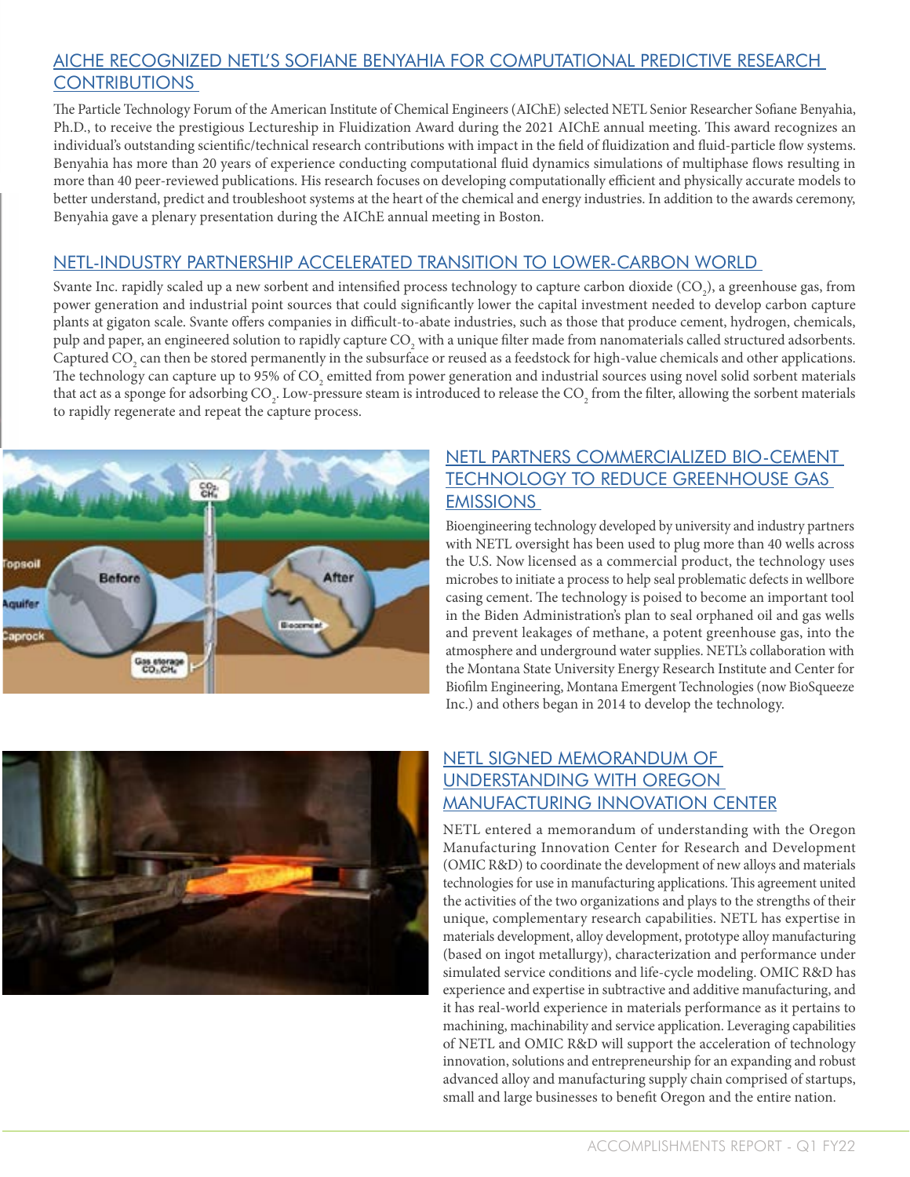## AICHE RECOGNIZED NETL'S SOFIANE BENYAHIA FOR COMPUTATIONAL PREDICTIVE RESEARCH CONTRIBUTIONS

The Particle Technology Forum of the American Institute of Chemical Engineers (AIChE) selected NETL Senior Researcher Sofiane Benyahia, Ph.D., to receive the prestigious Lectureship in Fluidization Award during the 2021 AIChE annual meeting. This award recognizes an individual's outstanding scientific/technical research contributions with impact in the field of fluidization and fluid-particle flow systems. Benyahia has more than 20 years of experience conducting computational fluid dynamics simulations of multiphase flows resulting in more than 40 peer-reviewed publications. His research focuses on developing computationally efficient and physically accurate models to better understand, predict and troubleshoot systems at the heart of the chemical and energy industries. In addition to the awards ceremony, Benyahia gave a plenary presentation during the AIChE annual meeting in Boston.

## NETL-INDUSTRY PARTNERSHIP ACCELERATED TRANSITION TO LOWER-CARBON WORLD

Svante Inc. rapidly scaled up a new sorbent and intensified process technology to capture carbon dioxide ($CO_2$), a greenhouse gas, from power generation and industrial point sources that could significantly lower the capital investment needed to develop carbon capture plants at gigaton scale. Svante offers companies in difficult-to-abate industries, such as those that produce cement, hydrogen, chemicals, pulp and paper, an engineered solution to rapidly capture $CO_2$ with a unique filter made from nanomaterials called structured adsorbents. Captured $CO_2$ can then be stored permanently in the subsurface or reused as a feedstock for high-value chemicals and other applications. The technology can capture up to 95% of $CO_2$ emitted from power generation and industrial sources using novel solid sorbent materials that act as a sponge for adsorbing $CO_2$. Low-pressure steam is introduced to release the $CO_2$ from the filter, allowing the sorbent materials to rapidly regenerate and repeat the capture process.

## NETL PARTNERS COMMERCIALIZED BIO-CEMENT TECHNOLOGY TO REDUCE GREENHOUSE GAS EMISSIONS

Bioengineering technology developed by university and industry partners with NETL oversight has been used to plug more than 40 wells across the U.S. Now licensed as a commercial product, the technology uses microbes to initiate a process to help seal problematic defects in wellbore casing cement. The technology is poised to become an important tool in the Biden Administration's plan to seal orphaned oil and gas wells and prevent leakages of methane, a potent greenhouse gas, into the atmosphere and underground water supplies. NETL's collaboration with the Montana State University Energy Research Institute and Center for Biofilm Engineering, Montana Emergent Technologies (now BioSqueeze Inc.) and others began in 2014 to develop the technology.

## NETL SIGNED MEMORANDUM OF UNDERSTANDING WITH OREGON MANUFACTURING INNOVATION CENTER

NETL entered a memorandum of understanding with the Oregon Manufacturing Innovation Center for Research and Development (OMIC R&D) to coordinate the development of new alloys and materials technologies for use in manufacturing applications. This agreement united the activities of the two organizations and plays to the strengths of their unique, complementary research capabilities. NETL has expertise in materials development, alloy development, prototype alloy manufacturing (based on ingot metallurgy), characterization and performance under simulated service conditions and life-cycle modeling. OMIC R&D has experience and expertise in subtractive and additive manufacturing, and it has real-world experience in materials performance as it pertains to machining, machinability and service application. Leveraging capabilities of NETL and OMIC R&D will support the acceleration of technology innovation, solutions and entrepreneurship for an expanding and robust advanced alloy and manufacturing supply chain comprised of startups, small and large businesses to benefit Oregon and the entire nation.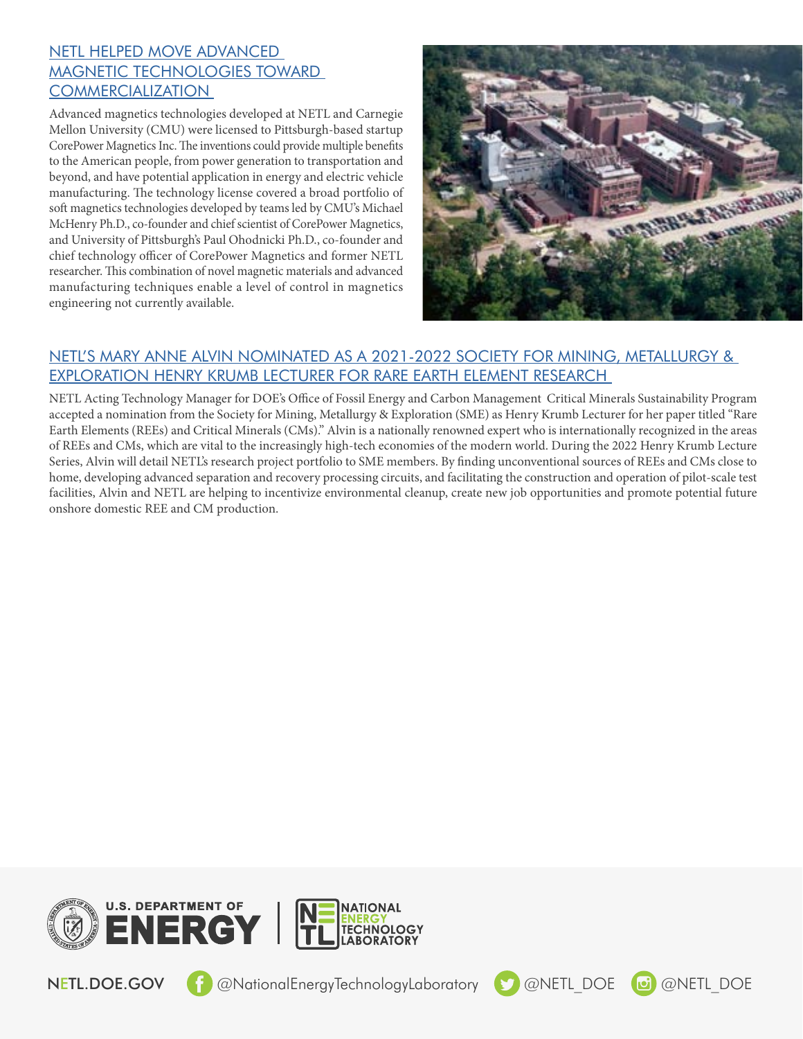## NETL HELPED MOVE ADVANCED MAGNETIC TECHNOLOGIES TOWARD COMMERCIALIZATION

Advanced magnetics technologies developed at NETL and Carnegie Mellon University (CMU) were licensed to Pittsburgh-based startup CorePower Magnetics Inc. The inventions could provide multiple benefits to the American people, from power generation to transportation and beyond, and have potential application in energy and electric vehicle manufacturing. The technology license covered a broad portfolio of soft magnetics technologies developed by teams led by CMU's Michael McHenry Ph.D., co-founder and chief scientist of CorePower Magnetics, and University of Pittsburgh's Paul Ohodnicki Ph.D., co-founder and chief technology officer of CorePower Magnetics and former NETL researcher. This combination of novel magnetic materials and advanced manufacturing techniques enable a level of control in magnetics engineering not currently available.

## NETL'S MARY ANNE ALVIN NOMINATED AS A 2021-2022 SOCIETY FOR MINING, METALLURGY & EXPLORATION HENRY KRUMB LECTURER FOR RARE EARTH ELEMENT RESEARCH

NETL Acting Technology Manager for DOE's Office of Fossil Energy and Carbon Management Critical Minerals Sustainability Program accepted a nomination from the Society for Mining, Metallurgy & Exploration (SME) as Henry Krumb Lecturer for her paper titled "Rare Earth Elements (REEs) and Critical Minerals (CMs)." Alvin is a nationally renowned expert who is internationally recognized in the areas of REEs and CMs, which are vital to the increasingly high-tech economies of the modern world. During the 2022 Henry Krumb Lecture Series, Alvin will detail NETL's research project portfolio to SME members. By finding unconventional sources of REEs and CMs close to home, developing advanced separation and recovery processing circuits, and facilitating the construction and operation of pilot-scale test facilities, Alvin and NETL are helping to incentivize environmental cleanup, create new job opportunities and promote potential future onshore domestic REE and CM production.

U.S. DEPARTMENT OF ENERGY | NATIONAL ENERGY TECHNOLOGY LABORATORY

NETL.DOE.GOV @NationalEnergyTechnologyLaboratory @NETL_DOE @NETL_DOE